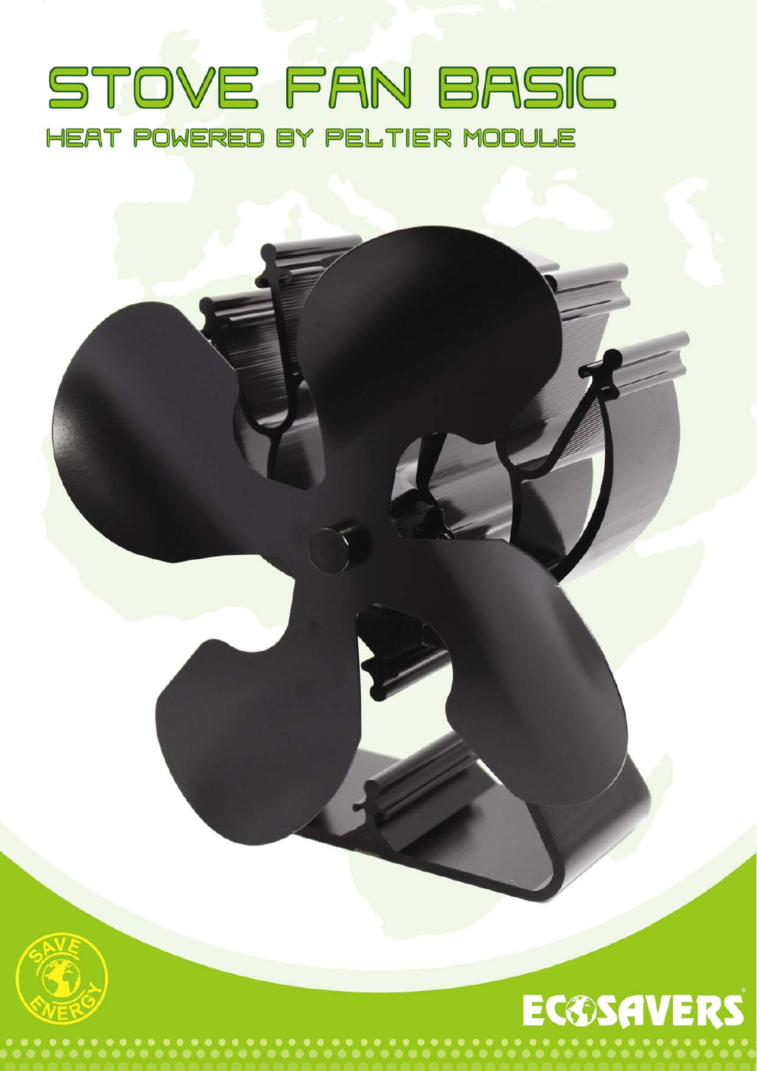# STOVE FAN BASIC

## HEAT POWERED BY PELTIER MODULE

SAVE ENERGY

ECOSAVERS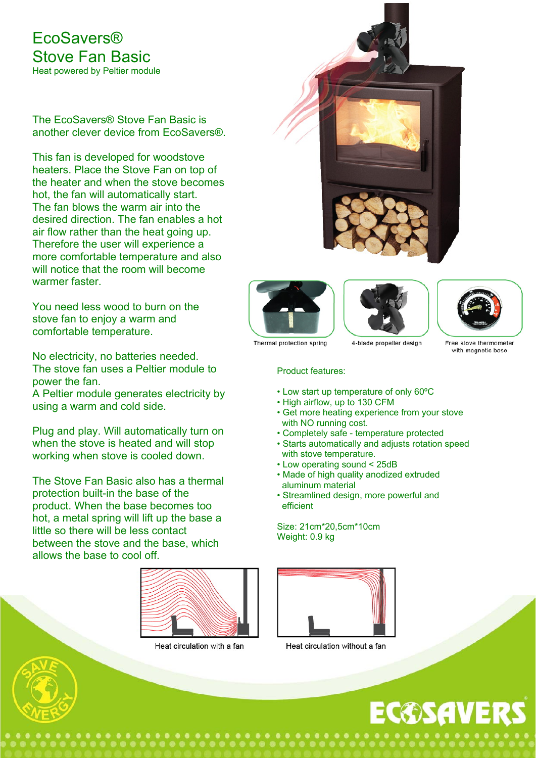# EcoSavers®
# Stove Fan Basic

Heat powered by Peltier module

The EcoSavers® Stove Fan Basic is another clever device from EcoSavers®.

This fan is developed for woodstove heaters. Place the Stove Fan on top of the heater and when the stove becomes hot, the fan will automatically start. The fan blows the warm air into the desired direction. The fan enables a hot air flow rather than the heat going up. Therefore the user will experience a more comfortable temperature and also will notice that the room will become warmer faster.

You need less wood to burn on the stove fan to enjoy a warm and comfortable temperature.

No electricity, no batteries needed. The stove fan uses a Peltier module to power the fan. A Peltier module generates electricity by using a warm and cold side.

Plug and play. Will automatically turn on when the stove is heated and will stop working when stove is cooled down.

The Stove Fan Basic also has a thermal protection built-in the base of the product. When the base becomes too hot, a metal spring will lift up the base a little so there will be less contact between the stove and the base, which allows the base to cool off.

Thermal protection spring

4-blade propeller design

Free stove thermometer with magnetic base

Product features:

- Low start up temperature of only 60ºC
- High airflow, up to 130 CFM
- Get more heating experience from your stove with NO running cost.
- Completely safe - temperature protected
- Starts automatically and adjusts rotation speed with stove temperature.
- Low operating sound < 25dB
- Made of high quality anodized extruded aluminum material
- Streamlined design, more powerful and efficient

Size: 21cm*20,5cm*10cm
Weight: 0.9 kg

Heat circulation with a fan

Heat circulation without a fan

SAVE ENERGY

ECOSAVERS®